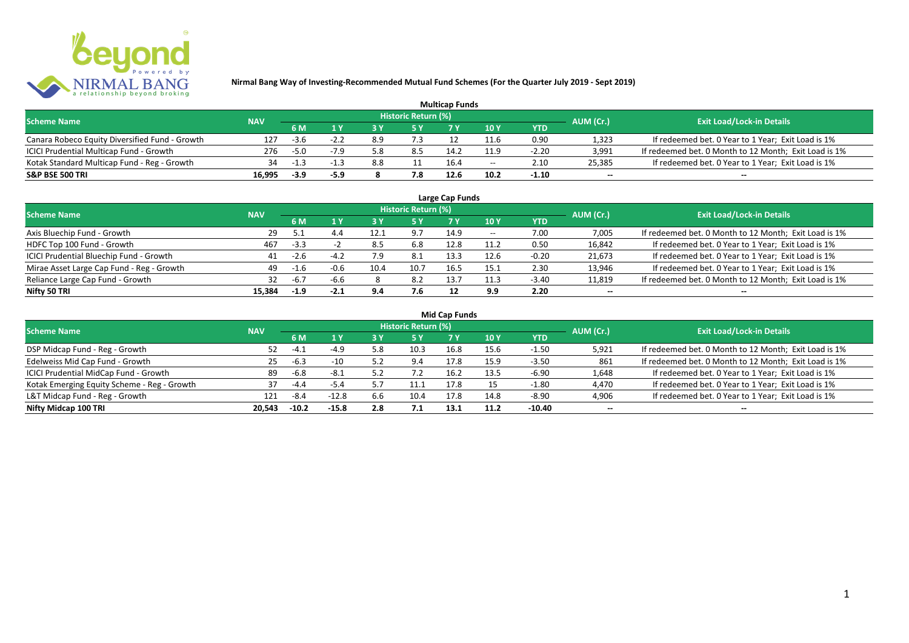## Nirmal Bang Way of Investing-Recommended Mutual Fund Schemes (For the Quarter July 2019 - Sept 2019)

### Multicap Funds

| Scheme Name | NAV | Historic Return (%) | | | | | | | AUM (Cr.) | Exit Load/Lock-in Details |
|---|---|---|---|---|---|---|---|---|---|---|
| | | 6 M | 1 Y | 3 Y | 5 Y | 7 Y | 10 Y | YTD | | |
| Canara Robeco Equity Diversified Fund - Growth | 127 | -3.6 | -2.2 | 8.9 | 7.3 | 12 | 11.6 | 0.90 | 1,323 | If redeemed bet. 0 Year to 1 Year; Exit Load is 1% |
| ICICI Prudential Multicap Fund - Growth | 276 | -5.0 | -7.9 | 5.8 | 8.5 | 14.2 | 11.9 | -2.20 | 3,991 | If redeemed bet. 0 Month to 12 Month; Exit Load is 1% |
| Kotak Standard Multicap Fund - Reg - Growth | 34 | -1.3 | -1.3 | 8.8 | 11 | 16.4 | -- | 2.10 | 25,385 | If redeemed bet. 0 Year to 1 Year; Exit Load is 1% |
| **S&P BSE 500 TRI** | **16,995** | **-3.9** | **-5.9** | **8** | **7.8** | **12.6** | **10.2** | **-1.10** | **--** | **--** |

### Large Cap Funds

| Scheme Name | NAV | Historic Return (%) | | | | | | | AUM (Cr.) | Exit Load/Lock-in Details |
|---|---|---|---|---|---|---|---|---|---|---|
| | | 6 M | 1 Y | 3 Y | 5 Y | 7 Y | 10 Y | YTD | | |
| Axis Bluechip Fund - Growth | 29 | 5.1 | 4.4 | 12.1 | 9.7 | 14.9 | -- | 7.00 | 7,005 | If redeemed bet. 0 Month to 12 Month; Exit Load is 1% |
| HDFC Top 100 Fund - Growth | 467 | -3.3 | -2 | 8.5 | 6.8 | 12.8 | 11.2 | 0.50 | 16,842 | If redeemed bet. 0 Year to 1 Year; Exit Load is 1% |
| ICICI Prudential Bluechip Fund - Growth | 41 | -2.6 | -4.2 | 7.9 | 8.1 | 13.3 | 12.6 | -0.20 | 21,673 | If redeemed bet. 0 Year to 1 Year; Exit Load is 1% |
| Mirae Asset Large Cap Fund - Reg - Growth | 49 | -1.6 | -0.6 | 10.4 | 10.7 | 16.5 | 15.1 | 2.30 | 13,946 | If redeemed bet. 0 Year to 1 Year; Exit Load is 1% |
| Reliance Large Cap Fund - Growth | 32 | -6.7 | -6.6 | 8 | 8.2 | 13.7 | 11.3 | -3.40 | 11,819 | If redeemed bet. 0 Month to 12 Month; Exit Load is 1% |
| **Nifty 50 TRI** | **15,384** | **-1.9** | **-2.1** | **9.4** | **7.6** | **12** | **9.9** | **2.20** | **--** | **--** |

### Mid Cap Funds

| Scheme Name | NAV | Historic Return (%) | | | | | | | AUM (Cr.) | Exit Load/Lock-in Details |
|---|---|---|---|---|---|---|---|---|---|---|
| | | 6 M | 1 Y | 3 Y | 5 Y | 7 Y | 10 Y | YTD | | |
| DSP Midcap Fund - Reg - Growth | 52 | -4.1 | -4.9 | 5.8 | 10.3 | 16.8 | 15.6 | -1.50 | 5,921 | If redeemed bet. 0 Month to 12 Month; Exit Load is 1% |
| Edelweiss Mid Cap Fund - Growth | 25 | -6.3 | -10 | 5.2 | 9.4 | 17.8 | 15.9 | -3.50 | 861 | If redeemed bet. 0 Month to 12 Month; Exit Load is 1% |
| ICICI Prudential MidCap Fund - Growth | 89 | -6.8 | -8.1 | 5.2 | 7.2 | 16.2 | 13.5 | -6.90 | 1,648 | If redeemed bet. 0 Year to 1 Year; Exit Load is 1% |
| Kotak Emerging Equity Scheme - Reg - Growth | 37 | -4.4 | -5.4 | 5.7 | 11.1 | 17.8 | 15 | -1.80 | 4,470 | If redeemed bet. 0 Year to 1 Year; Exit Load is 1% |
| L&T Midcap Fund - Reg - Growth | 121 | -8.4 | -12.8 | 6.6 | 10.4 | 17.8 | 14.8 | -8.90 | 4,906 | If redeemed bet. 0 Year to 1 Year; Exit Load is 1% |
| **Nifty Midcap 100 TRI** | **20,543** | **-10.2** | **-15.8** | **2.8** | **7.1** | **13.1** | **11.2** | **-10.40** | **--** | **--** |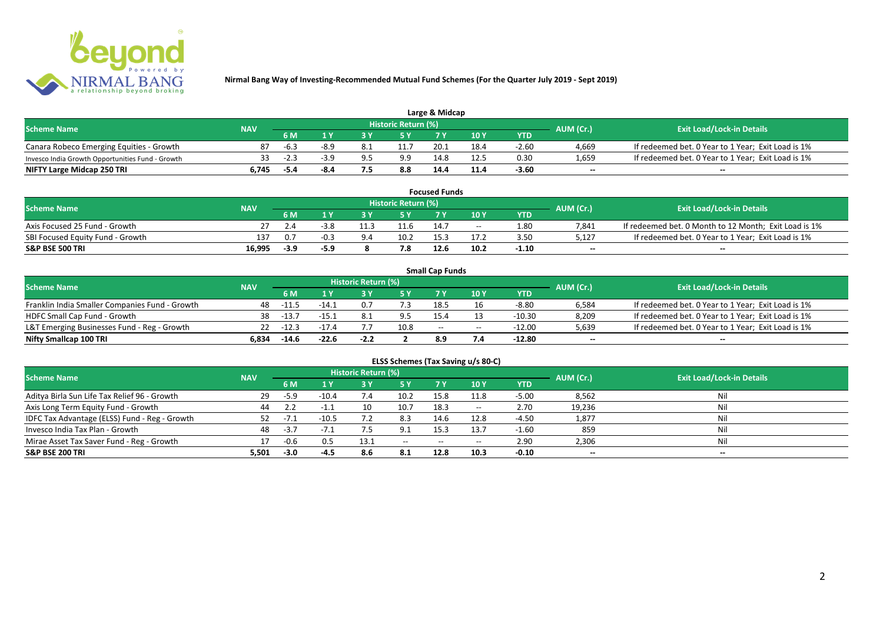# Nirmal Bang Way of Investing-Recommended Mutual Fund Schemes (For the Quarter July 2019 - Sept 2019)

## Large & Midcap

| Scheme Name | NAV | Historic Return (%) | | | | | | | AUM (Cr.) | Exit Load/Lock-in Details |
|---|---|---|---|---|---|---|---|---|---|---|
| | | 6 M | 1 Y | 3 Y | 5 Y | 7 Y | 10 Y | YTD | | |
| Canara Robeco Emerging Equities - Growth | 87 | -6.3 | -8.9 | 8.1 | 11.7 | 20.1 | 18.4 | -2.60 | 4,669 | If redeemed bet. 0 Year to 1 Year; Exit Load is 1% |
| Invesco India Growth Opportunities Fund - Growth | 33 | -2.3 | -3.9 | 9.5 | 9.9 | 14.8 | 12.5 | 0.30 | 1,659 | If redeemed bet. 0 Year to 1 Year; Exit Load is 1% |
| **NIFTY Large Midcap 250 TRI** | **6,745** | **-5.4** | **-8.4** | **7.5** | **8.8** | **14.4** | **11.4** | **-3.60** | **--** | **--** |

## Focused Funds

| Scheme Name | NAV | Historic Return (%) | | | | | | | AUM (Cr.) | Exit Load/Lock-in Details |
|---|---|---|---|---|---|---|---|---|---|---|
| | | 6 M | 1 Y | 3 Y | 5 Y | 7 Y | 10 Y | YTD | | |
| Axis Focused 25 Fund - Growth | 27 | 2.4 | -3.8 | 11.3 | 11.6 | 14.7 | -- | 1.80 | 7,841 | If redeemed bet. 0 Month to 12 Month; Exit Load is 1% |
| SBI Focused Equity Fund - Growth | 137 | 0.7 | -0.3 | 9.4 | 10.2 | 15.3 | 17.2 | 3.50 | 5,127 | If redeemed bet. 0 Year to 1 Year; Exit Load is 1% |
| **S&P BSE 500 TRI** | **16,995** | **-3.9** | **-5.9** | **8** | **7.8** | **12.6** | **10.2** | **-1.10** | **--** | **--** |

## Small Cap Funds

| Scheme Name | NAV | Historic Return (%) | | | | | | | AUM (Cr.) | Exit Load/Lock-in Details |
|---|---|---|---|---|---|---|---|---|---|---|
| | | 6 M | 1 Y | 3 Y | 5 Y | 7 Y | 10 Y | YTD | | |
| Franklin India Smaller Companies Fund - Growth | 48 | -11.5 | -14.1 | 0.7 | 7.3 | 18.5 | 16 | -8.80 | 6,584 | If redeemed bet. 0 Year to 1 Year; Exit Load is 1% |
| HDFC Small Cap Fund - Growth | 38 | -13.7 | -15.1 | 8.1 | 9.5 | 15.4 | 13 | -10.30 | 8,209 | If redeemed bet. 0 Year to 1 Year; Exit Load is 1% |
| L&T Emerging Businesses Fund - Reg - Growth | 22 | -12.3 | -17.4 | 7.7 | 10.8 | -- | -- | -12.00 | 5,639 | If redeemed bet. 0 Year to 1 Year; Exit Load is 1% |
| **Nifty Smallcap 100 TRI** | **6,834** | **-14.6** | **-22.6** | **-2.2** | **2** | **8.9** | **7.4** | **-12.80** | **--** | **--** |

## ELSS Schemes (Tax Saving u/s 80-C)

| Scheme Name | NAV | Historic Return (%) | | | | | | | AUM (Cr.) | Exit Load/Lock-in Details |
|---|---|---|---|---|---|---|---|---|---|---|
| | | 6 M | 1 Y | 3 Y | 5 Y | 7 Y | 10 Y | YTD | | |
| Aditya Birla Sun Life Tax Relief 96 - Growth | 29 | -5.9 | -10.4 | 7.4 | 10.2 | 15.8 | 11.8 | -5.00 | 8,562 | Nil |
| Axis Long Term Equity Fund - Growth | 44 | 2.2 | -1.1 | 10 | 10.7 | 18.3 | -- | 2.70 | 19,236 | Nil |
| IDFC Tax Advantage (ELSS) Fund - Reg - Growth | 52 | -7.1 | -10.5 | 7.2 | 8.3 | 14.6 | 12.8 | -4.50 | 1,877 | Nil |
| Invesco India Tax Plan - Growth | 48 | -3.7 | -7.1 | 7.5 | 9.1 | 15.3 | 13.7 | -1.60 | 859 | Nil |
| Mirae Asset Tax Saver Fund - Reg - Growth | 17 | -0.6 | 0.5 | 13.1 | -- | -- | -- | 2.90 | 2,306 | Nil |
| **S&P BSE 200 TRI** | **5,501** | **-3.0** | **-4.5** | **8.6** | **8.1** | **12.8** | **10.3** | **-0.10** | **--** | **--** |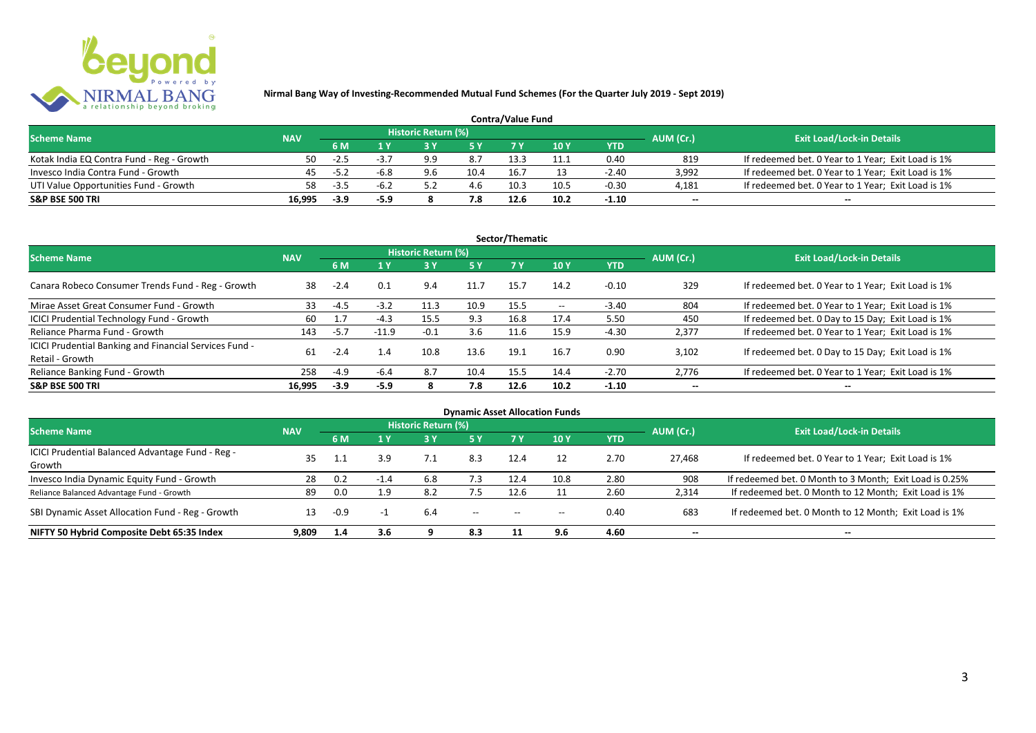**Nirmal Bang Way of Investing-Recommended Mutual Fund Schemes (For the Quarter July 2019 - Sept 2019)**

## Contra/Value Fund

| Scheme Name | NAV | Historic Return (%) | | | | | | | AUM (Cr.) | Exit Load/Lock-in Details |
|---|---|---|---|---|---|---|---|---|---|---|
| | | 6 M | 1 Y | 3 Y | 5 Y | 7 Y | 10 Y | YTD | | |
| Kotak India EQ Contra Fund - Reg - Growth | 50 | -2.5 | -3.7 | 9.9 | 8.7 | 13.3 | 11.1 | 0.40 | 819 | If redeemed bet. 0 Year to 1 Year; Exit Load is 1% |
| Invesco India Contra Fund - Growth | 45 | -5.2 | -6.8 | 9.6 | 10.4 | 16.7 | 13 | -2.40 | 3,992 | If redeemed bet. 0 Year to 1 Year; Exit Load is 1% |
| UTI Value Opportunities Fund - Growth | 58 | -3.5 | -6.2 | 5.2 | 4.6 | 10.3 | 10.5 | -0.30 | 4,181 | If redeemed bet. 0 Year to 1 Year; Exit Load is 1% |
| **S&P BSE 500 TRI** | **16,995** | **-3.9** | **-5.9** | **8** | **7.8** | **12.6** | **10.2** | **-1.10** | -- | -- |

## Sector/Thematic

| Scheme Name | NAV | Historic Return (%) | | | | | | | AUM (Cr.) | Exit Load/Lock-in Details |
|---|---|---|---|---|---|---|---|---|---|---|
| | | 6 M | 1 Y | 3 Y | 5 Y | 7 Y | 10 Y | YTD | | |
| Canara Robeco Consumer Trends Fund - Reg - Growth | 38 | -2.4 | 0.1 | 9.4 | 11.7 | 15.7 | 14.2 | -0.10 | 329 | If redeemed bet. 0 Year to 1 Year; Exit Load is 1% |
| Mirae Asset Great Consumer Fund - Growth | 33 | -4.5 | -3.2 | 11.3 | 10.9 | 15.5 | -- | -3.40 | 804 | If redeemed bet. 0 Year to 1 Year; Exit Load is 1% |
| ICICI Prudential Technology Fund - Growth | 60 | 1.7 | -4.3 | 15.5 | 9.3 | 16.8 | 17.4 | 5.50 | 450 | If redeemed bet. 0 Day to 15 Day; Exit Load is 1% |
| Reliance Pharma Fund - Growth | 143 | -5.7 | -11.9 | -0.1 | 3.6 | 11.6 | 15.9 | -4.30 | 2,377 | If redeemed bet. 0 Year to 1 Year; Exit Load is 1% |
| ICICI Prudential Banking and Financial Services Fund - Retail - Growth | 61 | -2.4 | 1.4 | 10.8 | 13.6 | 19.1 | 16.7 | 0.90 | 3,102 | If redeemed bet. 0 Day to 15 Day; Exit Load is 1% |
| Reliance Banking Fund - Growth | 258 | -4.9 | -6.4 | 8.7 | 10.4 | 15.5 | 14.4 | -2.70 | 2,776 | If redeemed bet. 0 Year to 1 Year; Exit Load is 1% |
| **S&P BSE 500 TRI** | **16,995** | **-3.9** | **-5.9** | **8** | **7.8** | **12.6** | **10.2** | **-1.10** | -- | -- |

## Dynamic Asset Allocation Funds

| Scheme Name | NAV | Historic Return (%) | | | | | | | AUM (Cr.) | Exit Load/Lock-in Details |
|---|---|---|---|---|---|---|---|---|---|---|
| | | 6 M | 1 Y | 3 Y | 5 Y | 7 Y | 10 Y | YTD | | |
| ICICI Prudential Balanced Advantage Fund - Reg - Growth | 35 | 1.1 | 3.9 | 7.1 | 8.3 | 12.4 | 12 | 2.70 | 27,468 | If redeemed bet. 0 Year to 1 Year; Exit Load is 1% |
| Invesco India Dynamic Equity Fund - Growth | 28 | 0.2 | -1.4 | 6.8 | 7.3 | 12.4 | 10.8 | 2.80 | 908 | If redeemed bet. 0 Month to 3 Month; Exit Load is 0.25% |
| Reliance Balanced Advantage Fund - Growth | 89 | 0.0 | 1.9 | 8.2 | 7.5 | 12.6 | 11 | 2.60 | 2,314 | If redeemed bet. 0 Month to 12 Month; Exit Load is 1% |
| SBI Dynamic Asset Allocation Fund - Reg - Growth | 13 | -0.9 | -1 | 6.4 | -- | -- | -- | 0.40 | 683 | If redeemed bet. 0 Month to 12 Month; Exit Load is 1% |
| **NIFTY 50 Hybrid Composite Debt 65:35 Index** | **9,809** | **1.4** | **3.6** | **9** | **8.3** | **11** | **9.6** | **4.60** | -- | -- |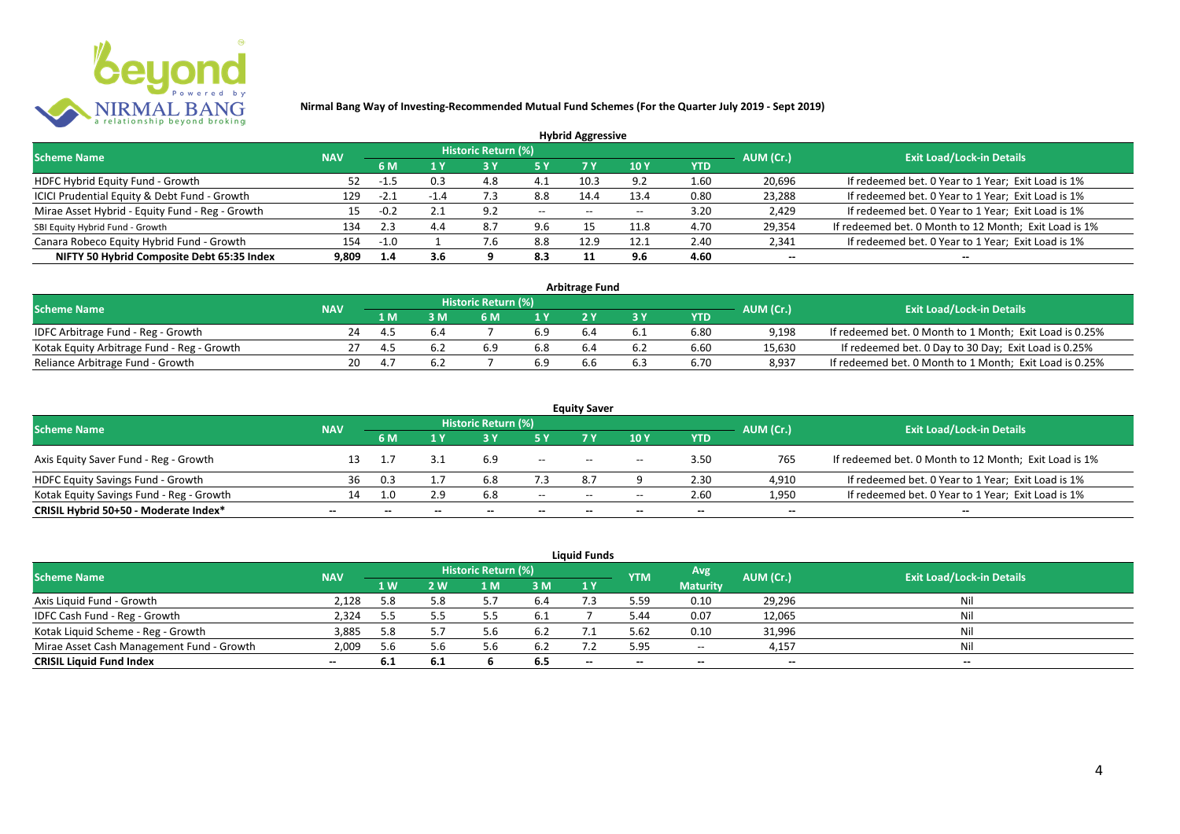**Nirmal Bang Way of Investing-Recommended Mutual Fund Schemes (For the Quarter July 2019 - Sept 2019)**

## Hybrid Aggressive

| Scheme Name | NAV | Historic Return (%) | | | | | | | AUM (Cr.) | Exit Load/Lock-in Details |
|---|---|---|---|---|---|---|---|---|---|---|
| | | 6 M | 1 Y | 3 Y | 5 Y | 7 Y | 10 Y | YTD | | |
| HDFC Hybrid Equity Fund - Growth | 52 | -1.5 | 0.3 | 4.8 | 4.1 | 10.3 | 9.2 | 1.60 | 20,696 | If redeemed bet. 0 Year to 1 Year; Exit Load is 1% |
| ICICI Prudential Equity & Debt Fund - Growth | 129 | -2.1 | -1.4 | 7.3 | 8.8 | 14.4 | 13.4 | 0.80 | 23,288 | If redeemed bet. 0 Year to 1 Year; Exit Load is 1% |
| Mirae Asset Hybrid - Equity Fund - Reg - Growth | 15 | -0.2 | 2.1 | 9.2 | -- | -- | -- | 3.20 | 2,429 | If redeemed bet. 0 Year to 1 Year; Exit Load is 1% |
| SBI Equity Hybrid Fund - Growth | 134 | 2.3 | 4.4 | 8.7 | 9.6 | 15 | 11.8 | 4.70 | 29,354 | If redeemed bet. 0 Month to 12 Month; Exit Load is 1% |
| Canara Robeco Equity Hybrid Fund - Growth | 154 | -1.0 | 1 | 7.6 | 8.8 | 12.9 | 12.1 | 2.40 | 2,341 | If redeemed bet. 0 Year to 1 Year; Exit Load is 1% |
| **NIFTY 50 Hybrid Composite Debt 65:35 Index** | **9,809** | **1.4** | **3.6** | **9** | **8.3** | **11** | **9.6** | **4.60** | **--** | **--** |

## Arbitrage Fund

| Scheme Name | NAV | Historic Return (%) | | | | | | | AUM (Cr.) | Exit Load/Lock-in Details |
|---|---|---|---|---|---|---|---|---|---|---|
| | | 1 M | 3 M | 6 M | 1 Y | 2 Y | 3 Y | YTD | | |
| IDFC Arbitrage Fund - Reg - Growth | 24 | 4.5 | 6.4 | 7 | 6.9 | 6.4 | 6.1 | 6.80 | 9,198 | If redeemed bet. 0 Month to 1 Month; Exit Load is 0.25% |
| Kotak Equity Arbitrage Fund - Reg - Growth | 27 | 4.5 | 6.2 | 6.9 | 6.8 | 6.4 | 6.2 | 6.60 | 15,630 | If redeemed bet. 0 Day to 30 Day; Exit Load is 0.25% |
| Reliance Arbitrage Fund - Growth | 20 | 4.7 | 6.2 | 7 | 6.9 | 6.6 | 6.3 | 6.70 | 8,937 | If redeemed bet. 0 Month to 1 Month; Exit Load is 0.25% |

## Equity Saver

| Scheme Name | NAV | Historic Return (%) | | | | | | | AUM (Cr.) | Exit Load/Lock-in Details |
|---|---|---|---|---|---|---|---|---|---|---|
| | | 6 M | 1 Y | 3 Y | 5 Y | 7 Y | 10 Y | YTD | | |
| Axis Equity Saver Fund - Reg - Growth | 13 | 1.7 | 3.1 | 6.9 | -- | -- | -- | 3.50 | 765 | If redeemed bet. 0 Month to 12 Month; Exit Load is 1% |
| HDFC Equity Savings Fund - Growth | 36 | 0.3 | 1.7 | 6.8 | 7.3 | 8.7 | 9 | 2.30 | 4,910 | If redeemed bet. 0 Year to 1 Year; Exit Load is 1% |
| Kotak Equity Savings Fund - Reg - Growth | 14 | 1.0 | 2.9 | 6.8 | -- | -- | -- | 2.60 | 1,950 | If redeemed bet. 0 Year to 1 Year; Exit Load is 1% |
| **CRISIL Hybrid 50+50 - Moderate Index*** | **--** | **--** | **--** | **--** | **--** | **--** | **--** | **--** | **--** | **--** |

## Liquid Funds

| Scheme Name | NAV | Historic Return (%) | | | | | YTM | Avg Maturity | AUM (Cr.) | Exit Load/Lock-in Details |
|---|---|---|---|---|---|---|---|---|---|---|
| | | 1 W | 2 W | 1 M | 3 M | 1 Y | | | | |
| Axis Liquid Fund - Growth | 2,128 | 5.8 | 5.8 | 5.7 | 6.4 | 7.3 | 5.59 | 0.10 | 29,296 | Nil |
| IDFC Cash Fund - Reg - Growth | 2,324 | 5.5 | 5.5 | 5.5 | 6.1 | 7 | 5.44 | 0.07 | 12,065 | Nil |
| Kotak Liquid Scheme - Reg - Growth | 3,885 | 5.8 | 5.7 | 5.6 | 6.2 | 7.1 | 5.62 | 0.10 | 31,996 | Nil |
| Mirae Asset Cash Management Fund - Growth | 2,009 | 5.6 | 5.6 | 5.6 | 6.2 | 7.2 | 5.95 | -- | 4,157 | Nil |
| **CRISIL Liquid Fund Index** | **--** | **6.1** | **6.1** | **6** | **6.5** | **--** | **--** | **--** | **--** | **--** |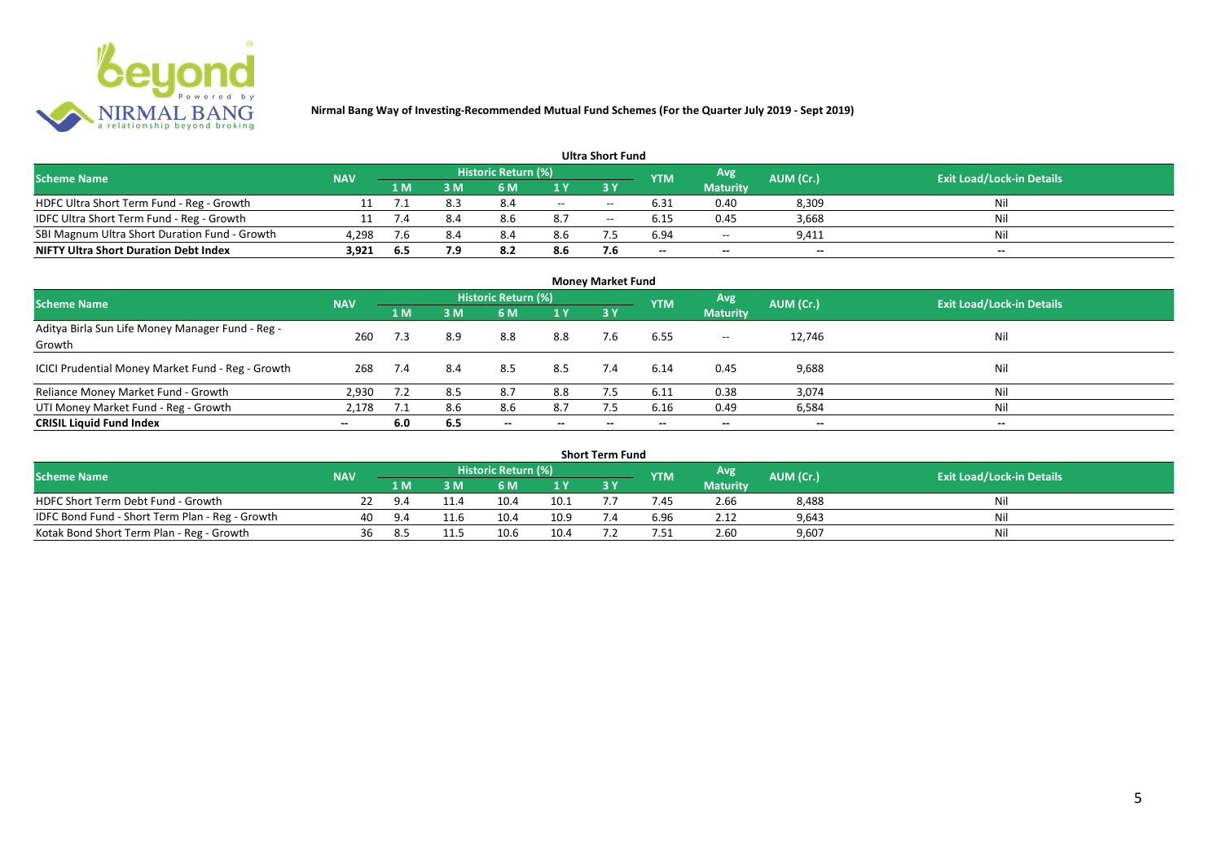# Nirmal Bang Way of Investing-Recommended Mutual Fund Schemes (For the Quarter July 2019 - Sept 2019)

## Ultra Short Fund

| Scheme Name | NAV | Historic Return (%) | | | | | YTM | Avg Maturity | AUM (Cr.) | Exit Load/Lock-in Details |
|---|---|---|---|---|---|---|---|---|---|---|
| | | 1 M | 3 M | 6 M | 1 Y | 3 Y | | | | |
| HDFC Ultra Short Term Fund - Reg - Growth | 11 | 7.1 | 8.3 | 8.4 | -- | -- | 6.31 | 0.40 | 8,309 | Nil |
| IDFC Ultra Short Term Fund - Reg - Growth | 11 | 7.4 | 8.4 | 8.6 | 8.7 | -- | 6.15 | 0.45 | 3,668 | Nil |
| SBI Magnum Ultra Short Duration Fund - Growth | 4,298 | 7.6 | 8.4 | 8.4 | 8.6 | 7.5 | 6.94 | -- | 9,411 | Nil |
| **NIFTY Ultra Short Duration Debt Index** | **3,921** | **6.5** | **7.9** | **8.2** | **8.6** | **7.6** | **--** | **--** | **--** | **--** |

## Money Market Fund

| Scheme Name | NAV | Historic Return (%) | | | | | YTM | Avg Maturity | AUM (Cr.) | Exit Load/Lock-in Details |
|---|---|---|---|---|---|---|---|---|---|---|
| | | 1 M | 3 M | 6 M | 1 Y | 3 Y | | | | |
| Aditya Birla Sun Life Money Manager Fund - Reg - Growth | 260 | 7.3 | 8.9 | 8.8 | 8.8 | 7.6 | 6.55 | -- | 12,746 | Nil |
| ICICI Prudential Money Market Fund - Reg - Growth | 268 | 7.4 | 8.4 | 8.5 | 8.5 | 7.4 | 6.14 | 0.45 | 9,688 | Nil |
| Reliance Money Market Fund - Growth | 2,930 | 7.2 | 8.5 | 8.7 | 8.8 | 7.5 | 6.11 | 0.38 | 3,074 | Nil |
| UTI Money Market Fund - Reg - Growth | 2,178 | 7.1 | 8.6 | 8.6 | 8.7 | 7.5 | 6.16 | 0.49 | 6,584 | Nil |
| **CRISIL Liquid Fund Index** | **--** | **6.0** | **6.5** | **--** | **--** | **--** | **--** | **--** | **--** | **--** |

## Short Term Fund

| Scheme Name | NAV | Historic Return (%) | | | | | YTM | Avg Maturity | AUM (Cr.) | Exit Load/Lock-in Details |
|---|---|---|---|---|---|---|---|---|---|---|
| | | 1 M | 3 M | 6 M | 1 Y | 3 Y | | | | |
| HDFC Short Term Debt Fund - Growth | 22 | 9.4 | 11.4 | 10.4 | 10.1 | 7.7 | 7.45 | 2.66 | 8,488 | Nil |
| IDFC Bond Fund - Short Term Plan - Reg - Growth | 40 | 9.4 | 11.6 | 10.4 | 10.9 | 7.4 | 6.96 | 2.12 | 9,643 | Nil |
| Kotak Bond Short Term Plan - Reg - Growth | 36 | 8.5 | 11.5 | 10.6 | 10.4 | 7.2 | 7.51 | 2.60 | 9,607 | Nil |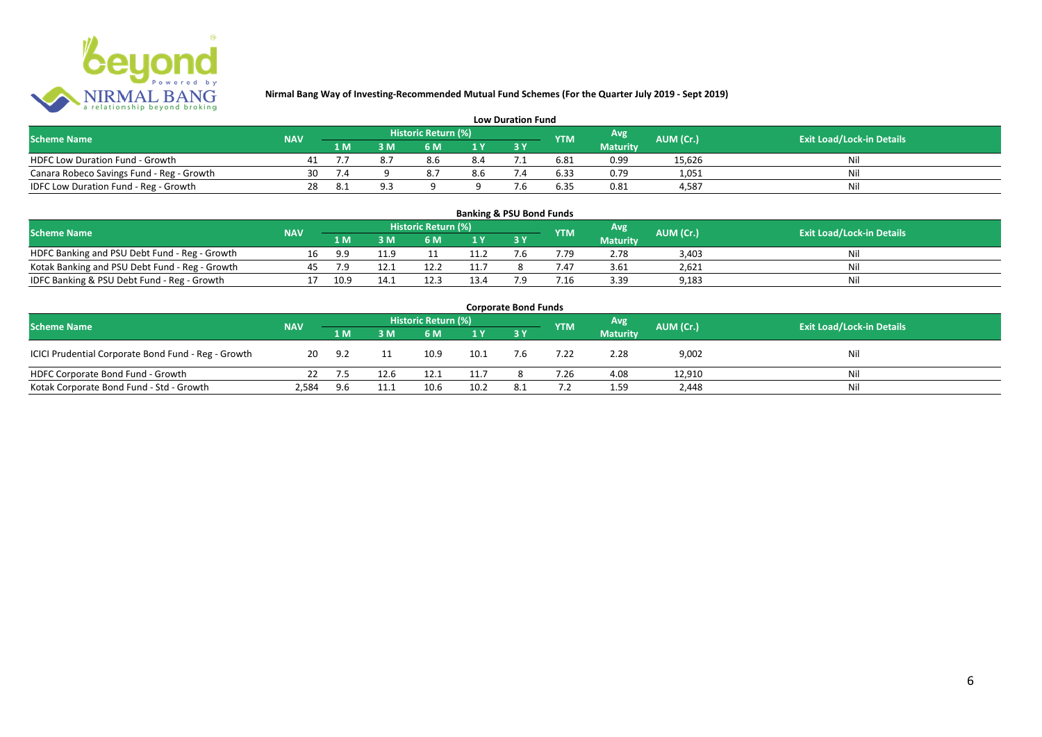**Nirmal Bang Way of Investing-Recommended Mutual Fund Schemes (For the Quarter July 2019 - Sept 2019)**

## Low Duration Fund

| Scheme Name | NAV | Historic Return (%) | | | | | YTM | Avg Maturity | AUM (Cr.) | Exit Load/Lock-in Details |
|---|---|---|---|---|---|---|---|---|---|---|
| | | 1 M | 3 M | 6 M | 1 Y | 3 Y | | | | |
| HDFC Low Duration Fund - Growth | 41 | 7.7 | 8.7 | 8.6 | 8.4 | 7.1 | 6.81 | 0.99 | 15,626 | Nil |
| Canara Robeco Savings Fund - Reg - Growth | 30 | 7.4 | 9 | 8.7 | 8.6 | 7.4 | 6.33 | 0.79 | 1,051 | Nil |
| IDFC Low Duration Fund - Reg - Growth | 28 | 8.1 | 9.3 | 9 | 9 | 7.6 | 6.35 | 0.81 | 4,587 | Nil |

## Banking & PSU Bond Funds

| Scheme Name | NAV | Historic Return (%) | | | | | YTM | Avg Maturity | AUM (Cr.) | Exit Load/Lock-in Details |
|---|---|---|---|---|---|---|---|---|---|---|
| | | 1 M | 3 M | 6 M | 1 Y | 3 Y | | | | |
| HDFC Banking and PSU Debt Fund - Reg - Growth | 16 | 9.9 | 11.9 | 11 | 11.2 | 7.6 | 7.79 | 2.78 | 3,403 | Nil |
| Kotak Banking and PSU Debt Fund - Reg - Growth | 45 | 7.9 | 12.1 | 12.2 | 11.7 | 8 | 7.47 | 3.61 | 2,621 | Nil |
| IDFC Banking & PSU Debt Fund - Reg - Growth | 17 | 10.9 | 14.1 | 12.3 | 13.4 | 7.9 | 7.16 | 3.39 | 9,183 | Nil |

## Corporate Bond Funds

| Scheme Name | NAV | Historic Return (%) | | | | | YTM | Avg Maturity | AUM (Cr.) | Exit Load/Lock-in Details |
|---|---|---|---|---|---|---|---|---|---|---|
| | | 1 M | 3 M | 6 M | 1 Y | 3 Y | | | | |
| ICICI Prudential Corporate Bond Fund - Reg - Growth | 20 | 9.2 | 11 | 10.9 | 10.1 | 7.6 | 7.22 | 2.28 | 9,002 | Nil |
| HDFC Corporate Bond Fund - Growth | 22 | 7.5 | 12.6 | 12.1 | 11.7 | 8 | 7.26 | 4.08 | 12,910 | Nil |
| Kotak Corporate Bond Fund - Std - Growth | 2,584 | 9.6 | 11.1 | 10.6 | 10.2 | 8.1 | 7.2 | 1.59 | 2,448 | Nil |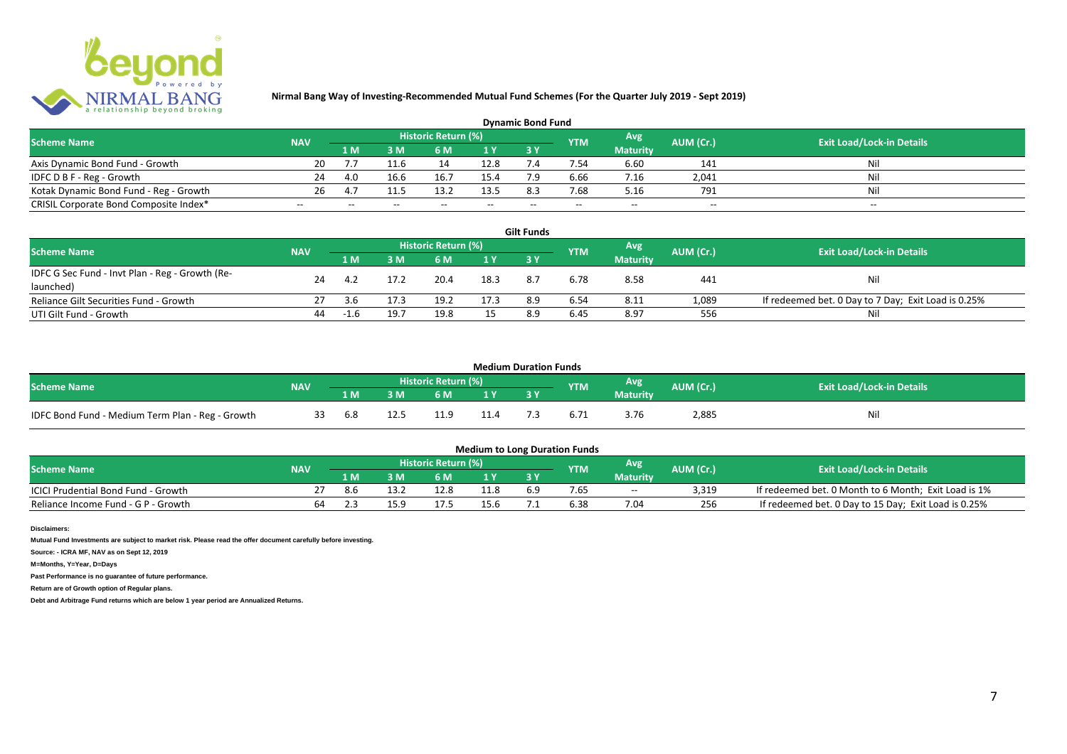## Nirmal Bang Way of Investing-Recommended Mutual Fund Schemes (For the Quarter July 2019 - Sept 2019)

### Dynamic Bond Fund

| Scheme Name | NAV | Historic Return (%) | | | | | YTM | Avg Maturity | AUM (Cr.) | Exit Load/Lock-in Details |
|---|---|---|---|---|---|---|---|---|---|---|
| | | 1 M | 3 M | 6 M | 1 Y | 3 Y | | | | |
| Axis Dynamic Bond Fund - Growth | 20 | 7.7 | 11.6 | 14 | 12.8 | 7.4 | 7.54 | 6.60 | 141 | Nil |
| IDFC D B F - Reg - Growth | 24 | 4.0 | 16.6 | 16.7 | 15.4 | 7.9 | 6.66 | 7.16 | 2,041 | Nil |
| Kotak Dynamic Bond Fund - Reg - Growth | 26 | 4.7 | 11.5 | 13.2 | 13.5 | 8.3 | 7.68 | 5.16 | 791 | Nil |
| CRISIL Corporate Bond Composite Index* | -- | -- | -- | -- | -- | -- | -- | -- | -- | -- |

### Gilt Funds

| Scheme Name | NAV | Historic Return (%) | | | | | YTM | Avg Maturity | AUM (Cr.) | Exit Load/Lock-in Details |
|---|---|---|---|---|---|---|---|---|---|---|
| | | 1 M | 3 M | 6 M | 1 Y | 3 Y | | | | |
| IDFC G Sec Fund - Invt Plan - Reg - Growth (Re-launched) | 24 | 4.2 | 17.2 | 20.4 | 18.3 | 8.7 | 6.78 | 8.58 | 441 | Nil |
| Reliance Gilt Securities Fund - Growth | 27 | 3.6 | 17.3 | 19.2 | 17.3 | 8.9 | 6.54 | 8.11 | 1,089 | If redeemed bet. 0 Day to 7 Day; Exit Load is 0.25% |
| UTI Gilt Fund - Growth | 44 | -1.6 | 19.7 | 19.8 | 15 | 8.9 | 6.45 | 8.97 | 556 | Nil |

### Medium Duration Funds

| Scheme Name | NAV | Historic Return (%) | | | | | YTM | Avg Maturity | AUM (Cr.) | Exit Load/Lock-in Details |
|---|---|---|---|---|---|---|---|---|---|---|
| | | 1 M | 3 M | 6 M | 1 Y | 3 Y | | | | |
| IDFC Bond Fund - Medium Term Plan - Reg - Growth | 33 | 6.8 | 12.5 | 11.9 | 11.4 | 7.3 | 6.71 | 3.76 | 2,885 | Nil |

### Medium to Long Duration Funds

| Scheme Name | NAV | Historic Return (%) | | | | | YTM | Avg Maturity | AUM (Cr.) | Exit Load/Lock-in Details |
|---|---|---|---|---|---|---|---|---|---|---|
| | | 1 M | 3 M | 6 M | 1 Y | 3 Y | | | | |
| ICICI Prudential Bond Fund - Growth | 27 | 8.6 | 13.2 | 12.8 | 11.8 | 6.9 | 7.65 | -- | 3,319 | If redeemed bet. 0 Month to 6 Month; Exit Load is 1% |
| Reliance Income Fund - G P - Growth | 64 | 2.3 | 15.9 | 17.5 | 15.6 | 7.1 | 6.38 | 7.04 | 256 | If redeemed bet. 0 Day to 15 Day; Exit Load is 0.25% |

**Disclaimers:**

**Mutual Fund Investments are subject to market risk. Please read the offer document carefully before investing.**

**Source: - ICRA MF, NAV as on Sept 12, 2019**

**M=Months, Y=Year, D=Days**

**Past Performance is no guarantee of future performance.**

**Return are of Growth option of Regular plans.**

**Debt and Arbitrage Fund returns which are below 1 year period are Annualized Returns.**